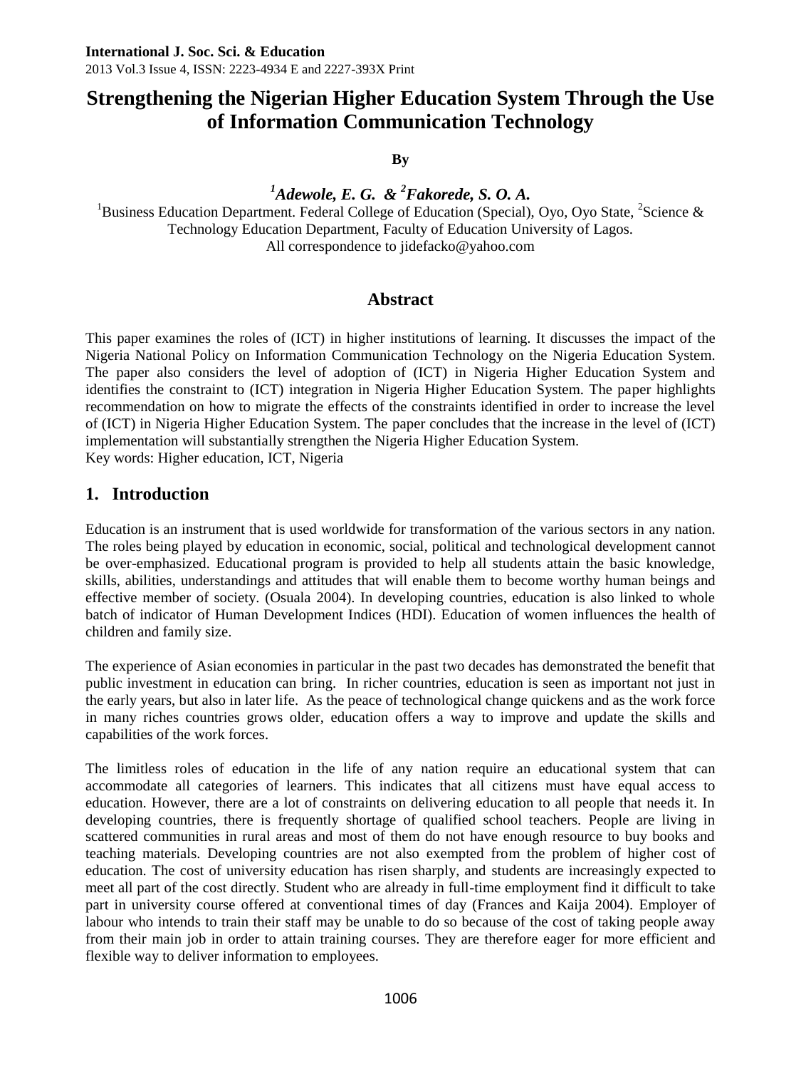**International J. Soc. Sci. & Education**
2013 Vol.3 Issue 4, ISSN: 2223-4934 E and 2227-393X Print

# Strengthening the Nigerian Higher Education System Through the Use of Information Communication Technology

**By**

***[1]Adewole, E. G. & [2]Fakorede, S. O. A.***

[1]Business Education Department. Federal College of Education (Special), Oyo, Oyo State, [2]Science & Technology Education Department, Faculty of Education University of Lagos.
All correspondence to jidefacko@yahoo.com

## Abstract

This paper examines the roles of (ICT) in higher institutions of learning. It discusses the impact of the Nigeria National Policy on Information Communication Technology on the Nigeria Education System. The paper also considers the level of adoption of (ICT) in Nigeria Higher Education System and identifies the constraint to (ICT) integration in Nigeria Higher Education System. The paper highlights recommendation on how to migrate the effects of the constraints identified in order to increase the level of (ICT) in Nigeria Higher Education System. The paper concludes that the increase in the level of (ICT) implementation will substantially strengthen the Nigeria Higher Education System.
Key words: Higher education, ICT, Nigeria

## 1. Introduction

Education is an instrument that is used worldwide for transformation of the various sectors in any nation. The roles being played by education in economic, social, political and technological development cannot be over-emphasized. Educational program is provided to help all students attain the basic knowledge, skills, abilities, understandings and attitudes that will enable them to become worthy human beings and effective member of society. (Osuala 2004). In developing countries, education is also linked to whole batch of indicator of Human Development Indices (HDI). Education of women influences the health of children and family size.

The experience of Asian economies in particular in the past two decades has demonstrated the benefit that public investment in education can bring. In richer countries, education is seen as important not just in the early years, but also in later life. As the peace of technological change quickens and as the work force in many riches countries grows older, education offers a way to improve and update the skills and capabilities of the work forces.

The limitless roles of education in the life of any nation require an educational system that can accommodate all categories of learners. This indicates that all citizens must have equal access to education. However, there are a lot of constraints on delivering education to all people that needs it. In developing countries, there is frequently shortage of qualified school teachers. People are living in scattered communities in rural areas and most of them do not have enough resource to buy books and teaching materials. Developing countries are not also exempted from the problem of higher cost of education. The cost of university education has risen sharply, and students are increasingly expected to meet all part of the cost directly. Student who are already in full-time employment find it difficult to take part in university course offered at conventional times of day (Frances and Kaija 2004). Employer of labour who intends to train their staff may be unable to do so because of the cost of taking people away from their main job in order to attain training courses. They are therefore eager for more efficient and flexible way to deliver information to employees.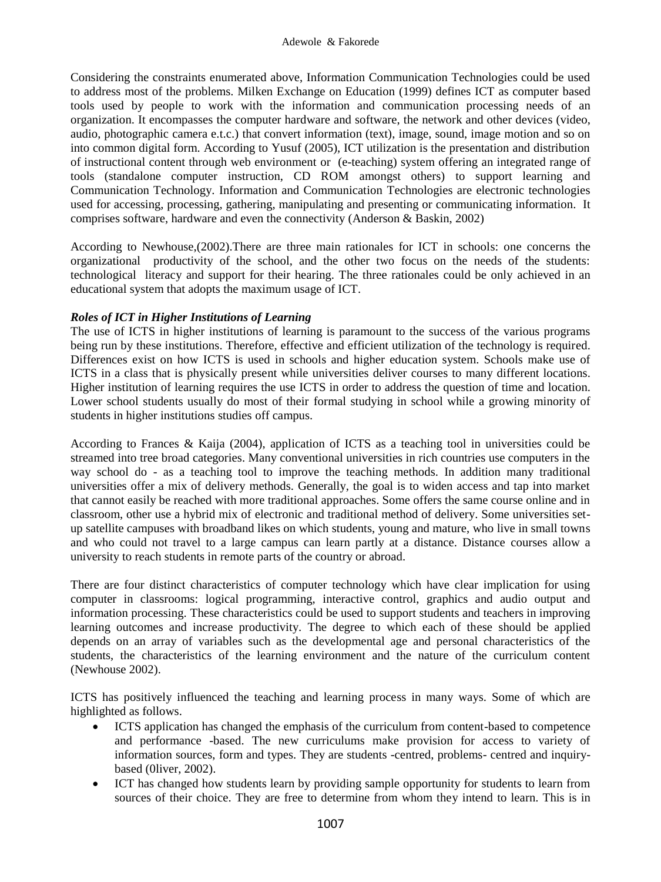Considering the constraints enumerated above, Information Communication Technologies could be used to address most of the problems. Milken Exchange on Education (1999) defines ICT as computer based tools used by people to work with the information and communication processing needs of an organization. It encompasses the computer hardware and software, the network and other devices (video, audio, photographic camera e.t.c.) that convert information (text), image, sound, image motion and so on into common digital form. According to Yusuf (2005), ICT utilization is the presentation and distribution of instructional content through web environment or (e-teaching) system offering an integrated range of tools (standalone computer instruction, CD ROM amongst others) to support learning and Communication Technology. Information and Communication Technologies are electronic technologies used for accessing, processing, gathering, manipulating and presenting or communicating information. It comprises software, hardware and even the connectivity (Anderson & Baskin, 2002)

According to Newhouse,(2002).There are three main rationales for ICT in schools: one concerns the organizational productivity of the school, and the other two focus on the needs of the students: technological literacy and support for their hearing. The three rationales could be only achieved in an educational system that adopts the maximum usage of ICT.

### *Roles of ICT in Higher Institutions of Learning*

The use of ICTS in higher institutions of learning is paramount to the success of the various programs being run by these institutions. Therefore, effective and efficient utilization of the technology is required. Differences exist on how ICTS is used in schools and higher education system. Schools make use of ICTS in a class that is physically present while universities deliver courses to many different locations. Higher institution of learning requires the use ICTS in order to address the question of time and location. Lower school students usually do most of their formal studying in school while a growing minority of students in higher institutions studies off campus.

According to Frances & Kaija (2004), application of ICTS as a teaching tool in universities could be streamed into tree broad categories. Many conventional universities in rich countries use computers in the way school do - as a teaching tool to improve the teaching methods. In addition many traditional universities offer a mix of delivery methods. Generally, the goal is to widen access and tap into market that cannot easily be reached with more traditional approaches. Some offers the same course online and in classroom, other use a hybrid mix of electronic and traditional method of delivery. Some universities set-up satellite campuses with broadband likes on which students, young and mature, who live in small towns and who could not travel to a large campus can learn partly at a distance. Distance courses allow a university to reach students in remote parts of the country or abroad.

There are four distinct characteristics of computer technology which have clear implication for using computer in classrooms: logical programming, interactive control, graphics and audio output and information processing. These characteristics could be used to support students and teachers in improving learning outcomes and increase productivity. The degree to which each of these should be applied depends on an array of variables such as the developmental age and personal characteristics of the students, the characteristics of the learning environment and the nature of the curriculum content (Newhouse 2002).

ICTS has positively influenced the teaching and learning process in many ways. Some of which are highlighted as follows.

- ICTS application has changed the emphasis of the curriculum from content-based to competence and performance -based. The new curriculums make provision for access to variety of information sources, form and types. They are students -centred, problems- centred and inquiry-based (0liver, 2002).
- ICT has changed how students learn by providing sample opportunity for students to learn from sources of their choice. They are free to determine from whom they intend to learn. This is in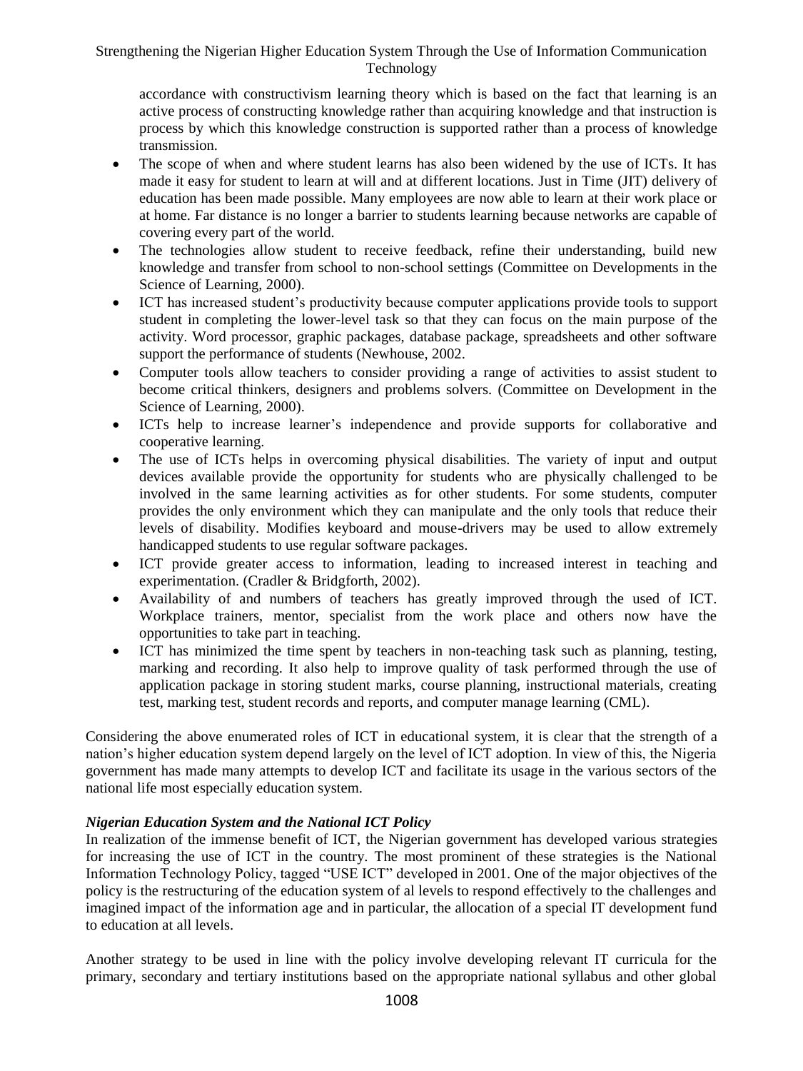accordance with constructivism learning theory which is based on the fact that learning is an active process of constructing knowledge rather than acquiring knowledge and that instruction is process by which this knowledge construction is supported rather than a process of knowledge transmission.

- The scope of when and where student learns has also been widened by the use of ICTs. It has made it easy for student to learn at will and at different locations. Just in Time (JIT) delivery of education has been made possible. Many employees are now able to learn at their work place or at home. Far distance is no longer a barrier to students learning because networks are capable of covering every part of the world.
- The technologies allow student to receive feedback, refine their understanding, build new knowledge and transfer from school to non-school settings (Committee on Developments in the Science of Learning, 2000).
- ICT has increased student's productivity because computer applications provide tools to support student in completing the lower-level task so that they can focus on the main purpose of the activity. Word processor, graphic packages, database package, spreadsheets and other software support the performance of students (Newhouse, 2002.
- Computer tools allow teachers to consider providing a range of activities to assist student to become critical thinkers, designers and problems solvers. (Committee on Development in the Science of Learning, 2000).
- ICTs help to increase learner's independence and provide supports for collaborative and cooperative learning.
- The use of ICTs helps in overcoming physical disabilities. The variety of input and output devices available provide the opportunity for students who are physically challenged to be involved in the same learning activities as for other students. For some students, computer provides the only environment which they can manipulate and the only tools that reduce their levels of disability. Modifies keyboard and mouse-drivers may be used to allow extremely handicapped students to use regular software packages.
- ICT provide greater access to information, leading to increased interest in teaching and experimentation. (Cradler & Bridgforth, 2002).
- Availability of and numbers of teachers has greatly improved through the used of ICT. Workplace trainers, mentor, specialist from the work place and others now have the opportunities to take part in teaching.
- ICT has minimized the time spent by teachers in non-teaching task such as planning, testing, marking and recording. It also help to improve quality of task performed through the use of application package in storing student marks, course planning, instructional materials, creating test, marking test, student records and reports, and computer manage learning (CML).

Considering the above enumerated roles of ICT in educational system, it is clear that the strength of a nation's higher education system depend largely on the level of ICT adoption. In view of this, the Nigeria government has made many attempts to develop ICT and facilitate its usage in the various sectors of the national life most especially education system.

### *Nigerian Education System and the National ICT Policy*

In realization of the immense benefit of ICT, the Nigerian government has developed various strategies for increasing the use of ICT in the country. The most prominent of these strategies is the National Information Technology Policy, tagged "USE ICT" developed in 2001. One of the major objectives of the policy is the restructuring of the education system of al levels to respond effectively to the challenges and imagined impact of the information age and in particular, the allocation of a special IT development fund to education at all levels.

Another strategy to be used in line with the policy involve developing relevant IT curricula for the primary, secondary and tertiary institutions based on the appropriate national syllabus and other global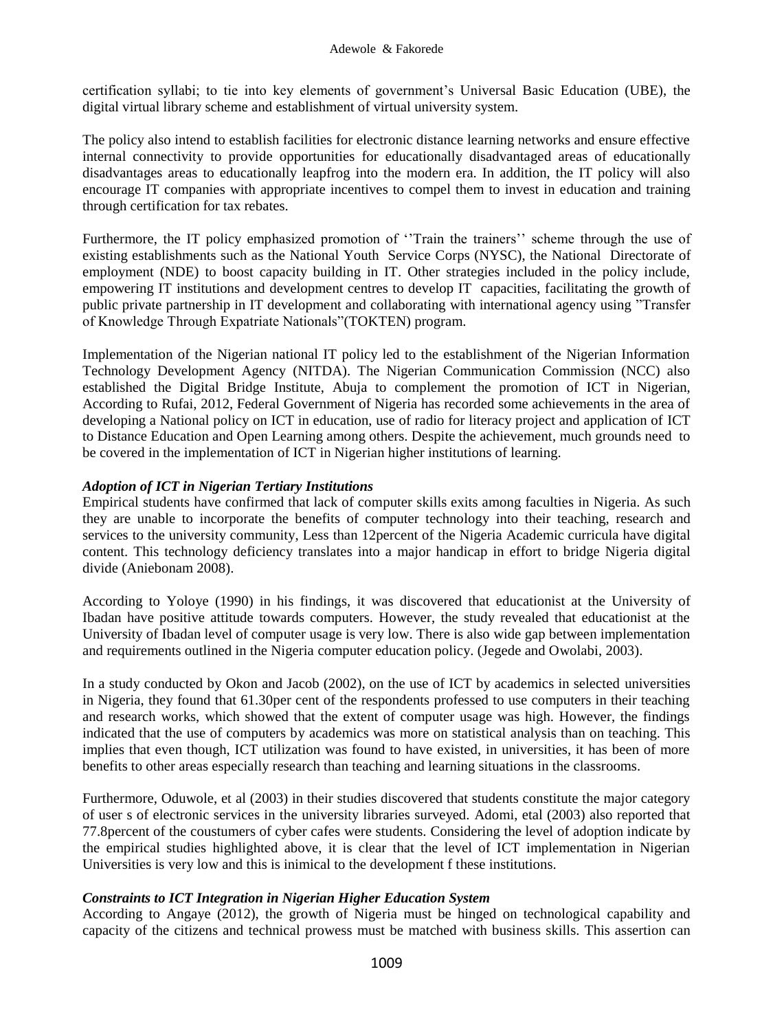certification syllabi; to tie into key elements of government's Universal Basic Education (UBE), the digital virtual library scheme and establishment of virtual university system.

The policy also intend to establish facilities for electronic distance learning networks and ensure effective internal connectivity to provide opportunities for educationally disadvantaged areas of educationally disadvantages areas to educationally leapfrog into the modern era. In addition, the IT policy will also encourage IT companies with appropriate incentives to compel them to invest in education and training through certification for tax rebates.

Furthermore, the IT policy emphasized promotion of ''Train the trainers'' scheme through the use of existing establishments such as the National Youth Service Corps (NYSC), the National Directorate of employment (NDE) to boost capacity building in IT. Other strategies included in the policy include, empowering IT institutions and development centres to develop IT capacities, facilitating the growth of public private partnership in IT development and collaborating with international agency using "Transfer of Knowledge Through Expatriate Nationals"(TOKTEN) program.

Implementation of the Nigerian national IT policy led to the establishment of the Nigerian Information Technology Development Agency (NITDA). The Nigerian Communication Commission (NCC) also established the Digital Bridge Institute, Abuja to complement the promotion of ICT in Nigerian, According to Rufai, 2012, Federal Government of Nigeria has recorded some achievements in the area of developing a National policy on ICT in education, use of radio for literacy project and application of ICT to Distance Education and Open Learning among others. Despite the achievement, much grounds need to be covered in the implementation of ICT in Nigerian higher institutions of learning.

### *Adoption of ICT in Nigerian Tertiary Institutions*

Empirical students have confirmed that lack of computer skills exits among faculties in Nigeria. As such they are unable to incorporate the benefits of computer technology into their teaching, research and services to the university community, Less than 12percent of the Nigeria Academic curricula have digital content. This technology deficiency translates into a major handicap in effort to bridge Nigeria digital divide (Aniebonam 2008).

According to Yoloye (1990) in his findings, it was discovered that educationist at the University of Ibadan have positive attitude towards computers. However, the study revealed that educationist at the University of Ibadan level of computer usage is very low. There is also wide gap between implementation and requirements outlined in the Nigeria computer education policy. (Jegede and Owolabi, 2003).

In a study conducted by Okon and Jacob (2002), on the use of ICT by academics in selected universities in Nigeria, they found that 61.30per cent of the respondents professed to use computers in their teaching and research works, which showed that the extent of computer usage was high. However, the findings indicated that the use of computers by academics was more on statistical analysis than on teaching. This implies that even though, ICT utilization was found to have existed, in universities, it has been of more benefits to other areas especially research than teaching and learning situations in the classrooms.

Furthermore, Oduwole, et al (2003) in their studies discovered that students constitute the major category of user s of electronic services in the university libraries surveyed. Adomi, etal (2003) also reported that 77.8percent of the coustumers of cyber cafes were students. Considering the level of adoption indicate by the empirical studies highlighted above, it is clear that the level of ICT implementation in Nigerian Universities is very low and this is inimical to the development f these institutions.

### *Constraints to ICT Integration in Nigerian Higher Education System*

According to Angaye (2012), the growth of Nigeria must be hinged on technological capability and capacity of the citizens and technical prowess must be matched with business skills. This assertion can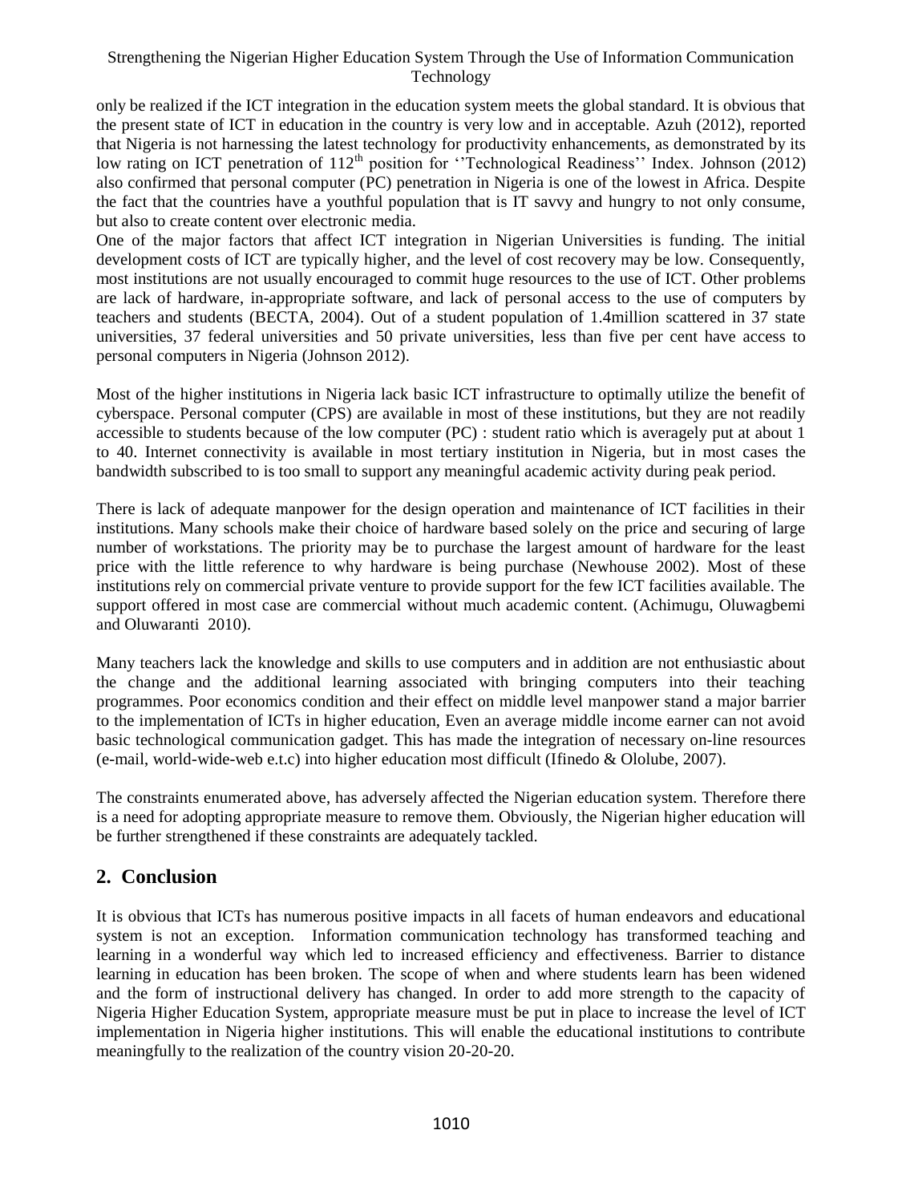only be realized if the ICT integration in the education system meets the global standard. It is obvious that the present state of ICT in education in the country is very low and in acceptable. Azuh (2012), reported that Nigeria is not harnessing the latest technology for productivity enhancements, as demonstrated by its low rating on ICT penetration of 112th position for ''Technological Readiness'' Index. Johnson (2012) also confirmed that personal computer (PC) penetration in Nigeria is one of the lowest in Africa. Despite the fact that the countries have a youthful population that is IT savvy and hungry to not only consume, but also to create content over electronic media.

One of the major factors that affect ICT integration in Nigerian Universities is funding. The initial development costs of ICT are typically higher, and the level of cost recovery may be low. Consequently, most institutions are not usually encouraged to commit huge resources to the use of ICT. Other problems are lack of hardware, in-appropriate software, and lack of personal access to the use of computers by teachers and students (BECTA, 2004). Out of a student population of 1.4million scattered in 37 state universities, 37 federal universities and 50 private universities, less than five per cent have access to personal computers in Nigeria (Johnson 2012).

Most of the higher institutions in Nigeria lack basic ICT infrastructure to optimally utilize the benefit of cyberspace. Personal computer (CPS) are available in most of these institutions, but they are not readily accessible to students because of the low computer (PC) : student ratio which is averagely put at about 1 to 40. Internet connectivity is available in most tertiary institution in Nigeria, but in most cases the bandwidth subscribed to is too small to support any meaningful academic activity during peak period.

There is lack of adequate manpower for the design operation and maintenance of ICT facilities in their institutions. Many schools make their choice of hardware based solely on the price and securing of large number of workstations. The priority may be to purchase the largest amount of hardware for the least price with the little reference to why hardware is being purchase (Newhouse 2002). Most of these institutions rely on commercial private venture to provide support for the few ICT facilities available. The support offered in most case are commercial without much academic content. (Achimugu, Oluwagbemi and Oluwaranti 2010).

Many teachers lack the knowledge and skills to use computers and in addition are not enthusiastic about the change and the additional learning associated with bringing computers into their teaching programmes. Poor economics condition and their effect on middle level manpower stand a major barrier to the implementation of ICTs in higher education, Even an average middle income earner can not avoid basic technological communication gadget. This has made the integration of necessary on-line resources (e-mail, world-wide-web e.t.c) into higher education most difficult (Ifinedo & Ololube, 2007).

The constraints enumerated above, has adversely affected the Nigerian education system. Therefore there is a need for adopting appropriate measure to remove them. Obviously, the Nigerian higher education will be further strengthened if these constraints are adequately tackled.

## 2. Conclusion

It is obvious that ICTs has numerous positive impacts in all facets of human endeavors and educational system is not an exception. Information communication technology has transformed teaching and learning in a wonderful way which led to increased efficiency and effectiveness. Barrier to distance learning in education has been broken. The scope of when and where students learn has been widened and the form of instructional delivery has changed. In order to add more strength to the capacity of Nigeria Higher Education System, appropriate measure must be put in place to increase the level of ICT implementation in Nigeria higher institutions. This will enable the educational institutions to contribute meaningfully to the realization of the country vision 20-20-20.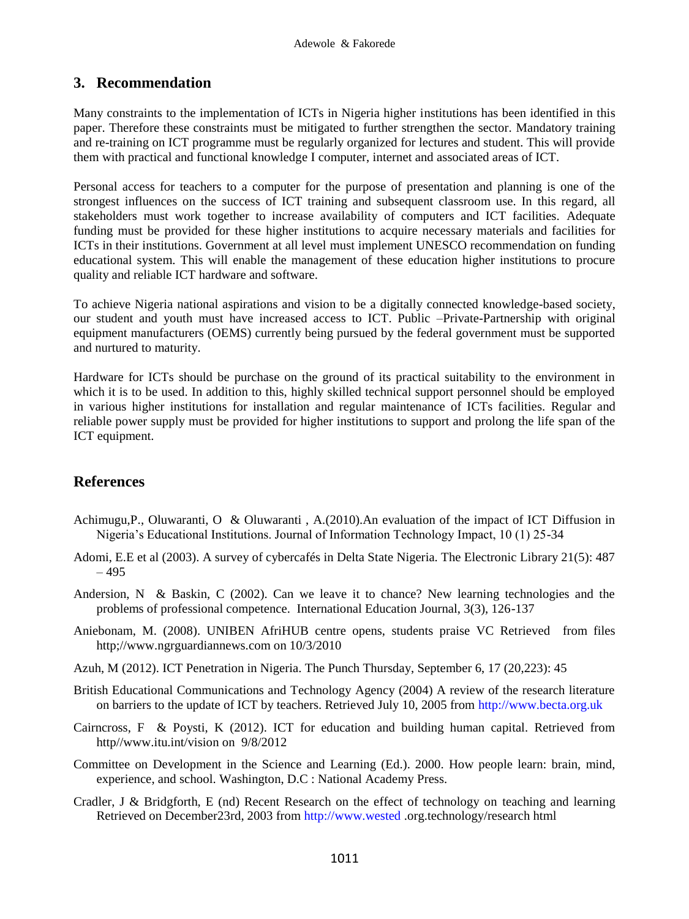## 3. Recommendation

Many constraints to the implementation of ICTs in Nigeria higher institutions has been identified in this paper. Therefore these constraints must be mitigated to further strengthen the sector. Mandatory training and re-training on ICT programme must be regularly organized for lectures and student. This will provide them with practical and functional knowledge I computer, internet and associated areas of ICT.

Personal access for teachers to a computer for the purpose of presentation and planning is one of the strongest influences on the success of ICT training and subsequent classroom use. In this regard, all stakeholders must work together to increase availability of computers and ICT facilities. Adequate funding must be provided for these higher institutions to acquire necessary materials and facilities for ICTs in their institutions. Government at all level must implement UNESCO recommendation on funding educational system. This will enable the management of these education higher institutions to procure quality and reliable ICT hardware and software.

To achieve Nigeria national aspirations and vision to be a digitally connected knowledge-based society, our student and youth must have increased access to ICT. Public –Private-Partnership with original equipment manufacturers (OEMS) currently being pursued by the federal government must be supported and nurtured to maturity.

Hardware for ICTs should be purchase on the ground of its practical suitability to the environment in which it is to be used. In addition to this, highly skilled technical support personnel should be employed in various higher institutions for installation and regular maintenance of ICTs facilities. Regular and reliable power supply must be provided for higher institutions to support and prolong the life span of the ICT equipment.

## References

Achimugu,P., Oluwaranti, O & Oluwaranti , A.(2010).An evaluation of the impact of ICT Diffusion in Nigeria's Educational Institutions. Journal of Information Technology Impact, 10 (1) 25-34

Adomi, E.E et al (2003). A survey of cybercafés in Delta State Nigeria. The Electronic Library 21(5): 487 – 495

Andersion, N & Baskin, C (2002). Can we leave it to chance? New learning technologies and the problems of professional competence. International Education Journal, 3(3), 126-137

Aniebonam, M. (2008). UNIBEN AfriHUB centre opens, students praise VC Retrieved from files http;//www.ngrguardiannews.com on 10/3/2010

Azuh, M (2012). ICT Penetration in Nigeria. The Punch Thursday, September 6, 17 (20,223): 45

British Educational Communications and Technology Agency (2004) A review of the research literature on barriers to the update of ICT by teachers. Retrieved July 10, 2005 from http://www.becta.org.uk

Cairncross, F & Poysti, K (2012). ICT for education and building human capital. Retrieved from http//www.itu.int/vision on 9/8/2012

Committee on Development in the Science and Learning (Ed.). 2000. How people learn: brain, mind, experience, and school. Washington, D.C : National Academy Press.

Cradler, J & Bridgforth, E (nd) Recent Research on the effect of technology on teaching and learning Retrieved on December23rd, 2003 from http://www.wested .org.technology/research html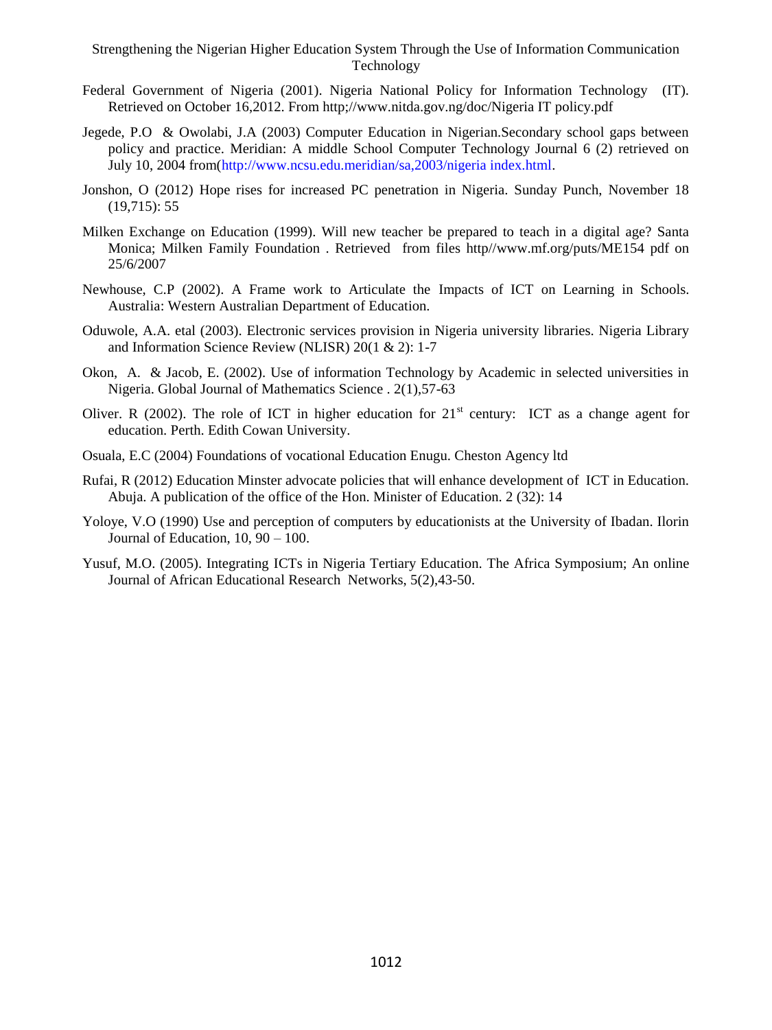Federal Government of Nigeria (2001). Nigeria National Policy for Information Technology (IT). Retrieved on October 16,2012. From http;//www.nitda.gov.ng/doc/Nigeria IT policy.pdf

Jegede, P.O & Owolabi, J.A (2003) Computer Education in Nigerian.Secondary school gaps between policy and practice. Meridian: A middle School Computer Technology Journal 6 (2) retrieved on July 10, 2004 from(http://www.ncsu.edu.meridian/sa,2003/nigeria index.html.

Jonshon, O (2012) Hope rises for increased PC penetration in Nigeria. Sunday Punch, November 18 (19,715): 55

Milken Exchange on Education (1999). Will new teacher be prepared to teach in a digital age? Santa Monica; Milken Family Foundation . Retrieved from files http//www.mf.org/puts/ME154 pdf on 25/6/2007

Newhouse, C.P (2002). A Frame work to Articulate the Impacts of ICT on Learning in Schools. Australia: Western Australian Department of Education.

Oduwole, A.A. etal (2003). Electronic services provision in Nigeria university libraries. Nigeria Library and Information Science Review (NLISR) 20(1 & 2): 1-7

Okon, A. & Jacob, E. (2002). Use of information Technology by Academic in selected universities in Nigeria. Global Journal of Mathematics Science . 2(1),57-63

Oliver. R (2002). The role of ICT in higher education for 21st century: ICT as a change agent for education. Perth. Edith Cowan University.

Osuala, E.C (2004) Foundations of vocational Education Enugu. Cheston Agency ltd

Rufai, R (2012) Education Minster advocate policies that will enhance development of ICT in Education. Abuja. A publication of the office of the Hon. Minister of Education. 2 (32): 14

Yoloye, V.O (1990) Use and perception of computers by educationists at the University of Ibadan. Ilorin Journal of Education, 10, 90 – 100.

Yusuf, M.O. (2005). Integrating ICTs in Nigeria Tertiary Education. The Africa Symposium; An online Journal of African Educational Research Networks, 5(2),43-50.